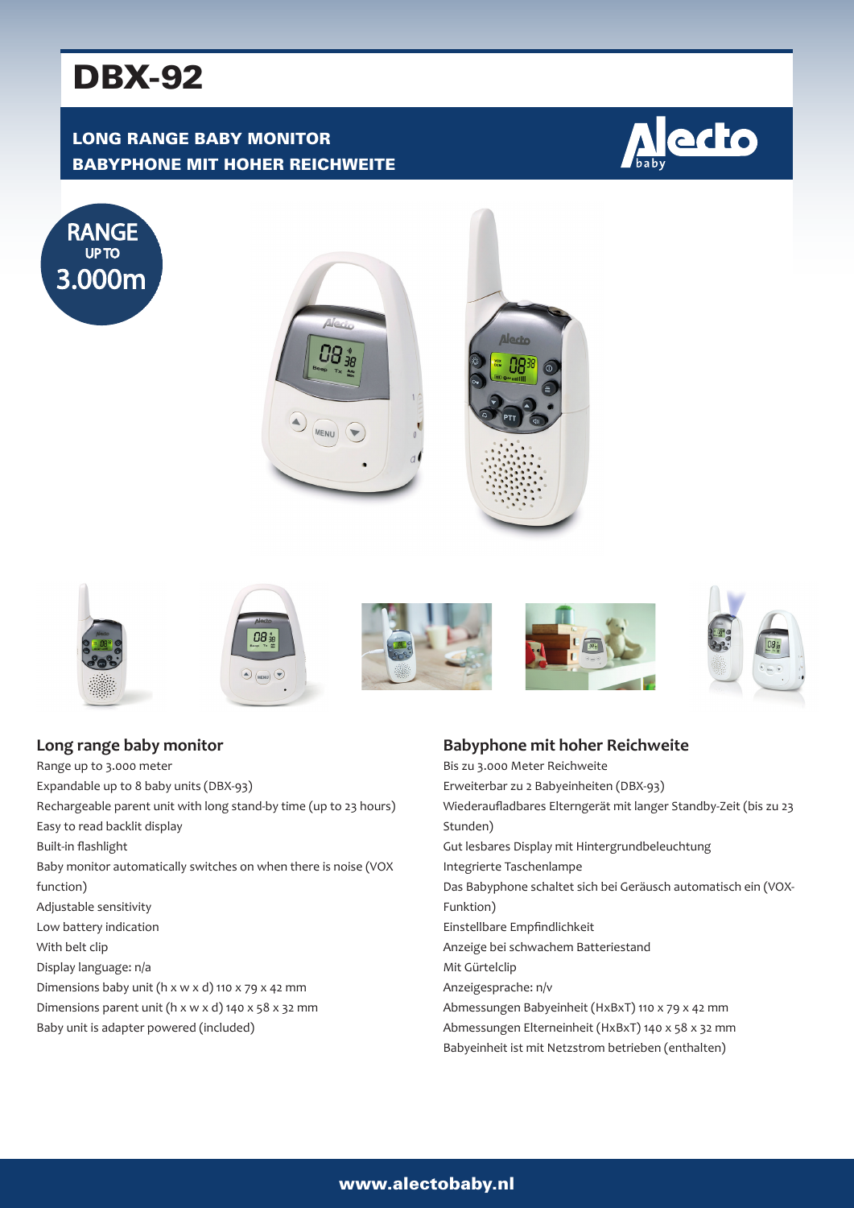# DBX-92

**LONG RANGE BABY MONITOR**
**BABYPHONE MIT HOHER REICHWEITE**

RANGE UP TO 3.000m

## Long range baby monitor

Range up to 3.000 meter
Expandable up to 8 baby units (DBX-93)
Rechargeable parent unit with long stand-by time (up to 23 hours)
Easy to read backlit display
Built-in flashlight
Baby monitor automatically switches on when there is noise (VOX function)
Adjustable sensitivity
Low battery indication
With belt clip
Display language: n/a
Dimensions baby unit (h x w x d) 110 x 79 x 42 mm
Dimensions parent unit (h x w x d) 140 x 58 x 32 mm
Baby unit is adapter powered (included)

## Babyphone mit hoher Reichweite

Bis zu 3.000 Meter Reichweite
Erweiterbar zu 2 Babyeinheiten (DBX-93)
Wiederaufladbares Elterngerät mit langer Standby-Zeit (bis zu 23 Stunden)
Gut lesbares Display mit Hintergrundbeleuchtung
Integrierte Taschenlampe
Das Babyphone schaltet sich bei Geräusch automatisch ein (VOX-Funktion)
Einstellbare Empfindlichkeit
Anzeige bei schwachem Batteriestand
Mit Gürtelclip
Anzeigesprache: n/v
Abmessungen Babyeinheit (HxBxT) 110 x 79 x 42 mm
Abmessungen Elterneinheit (HxBxT) 140 x 58 x 32 mm
Babyeinheit ist mit Netzstrom betrieben (enthalten)

www.alectobaby.nl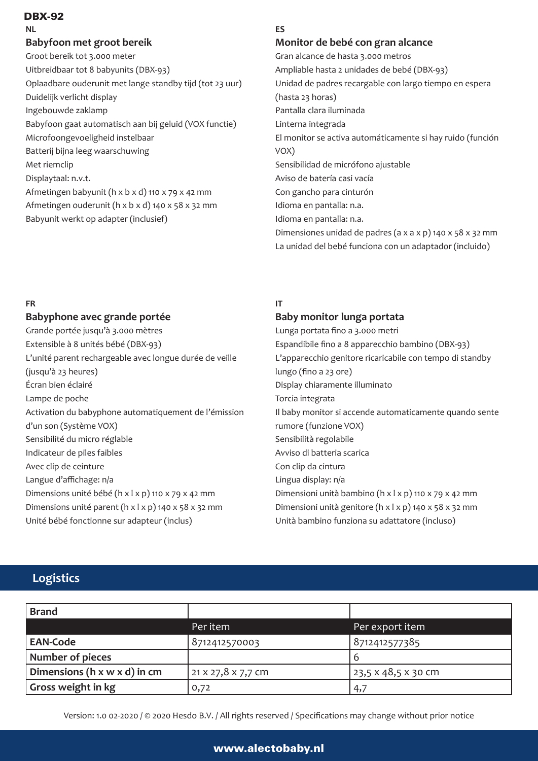**DBX-92**

**NL**

## Babyfoon met groot bereik

Groot bereik tot 3.000 meter
Uitbreidbaar tot 8 babyunits (DBX-93)
Oplaadbare ouderunit met lange standby tijd (tot 23 uur)
Duidelijk verlicht display
Ingebouwde zaklamp
Babyfoon gaat automatisch aan bij geluid (VOX functie)
Microfoongevoeligheid instelbaar
Batterij bijna leeg waarschuwing
Met riemclip
Displaytaal: n.v.t.
Afmetingen babyunit (h x b x d) 110 x 79 x 42 mm
Afmetingen ouderunit (h x b x d) 140 x 58 x 32 mm
Babyunit werkt op adapter (inclusief)

**ES**

## Monitor de bebé con gran alcance

Gran alcance de hasta 3.000 metros
Ampliable hasta 2 unidades de bebé (DBX-93)
Unidad de padres recargable con largo tiempo en espera (hasta 23 horas)
Pantalla clara iluminada
Linterna integrada
El monitor se activa automáticamente si hay ruido (función VOX)
Sensibilidad de micrófono ajustable
Aviso de batería casi vacía
Con gancho para cinturón
Idioma en pantalla: n.a.
Idioma en pantalla: n.a.
Dimensiones unidad de padres (a x a x p) 140 x 58 x 32 mm
La unidad del bebé funciona con un adaptador (incluido)

**FR**

## Babyphone avec grande portée

Grande portée jusqu'à 3.000 mètres
Extensible à 8 unités bébé (DBX-93)
L'unité parent rechargeable avec longue durée de veille (jusqu'à 23 heures)
Écran bien éclairé
Lampe de poche
Activation du babyphone automatiquement de l'émission d'un son (Système VOX)
Sensibilité du micro réglable
Indicateur de piles faibles
Avec clip de ceinture
Langue d'affichage: n/a
Dimensions unité bébé (h x l x p) 110 x 79 x 42 mm
Dimensions unité parent (h x l x p) 140 x 58 x 32 mm
Unité bébé fonctionne sur adapteur (inclus)

**IT**

## Baby monitor lunga portata

Lunga portata fino a 3.000 metri
Espandibile fino a 8 apparecchio bambino (DBX-93)
L'apparecchio genitore ricaricabile con tempo di standby lungo (fino a 23 ore)
Display chiaramente illuminato
Torcia integrata
Il baby monitor si accende automaticamente quando sente rumore (funzione VOX)
Sensibilità regolabile
Avviso di batteria scarica
Con clip da cintura
Lingua display: n/a
Dimensioni unità bambino (h x l x p) 110 x 79 x 42 mm
Dimensioni unità genitore (h x l x p) 140 x 58 x 32 mm
Unità bambino funziona su adattatore (incluso)

## Logistics

| Brand | | |
|---|---|---|
| | Per item | Per export item |
| EAN-Code | 8712412570003 | 8712412577385 |
| Number of pieces | | 6 |
| Dimensions (h x w x d) in cm | 21 x 27,8 x 7,7 cm | 23,5 x 48,5 x 30 cm |
| Gross weight in kg | 0,72 | 4,7 |

Version: 1.0 02-2020 / © 2020 Hesdo B.V. / All rights reserved / Specifications may change without prior notice

www.alectobaby.nl